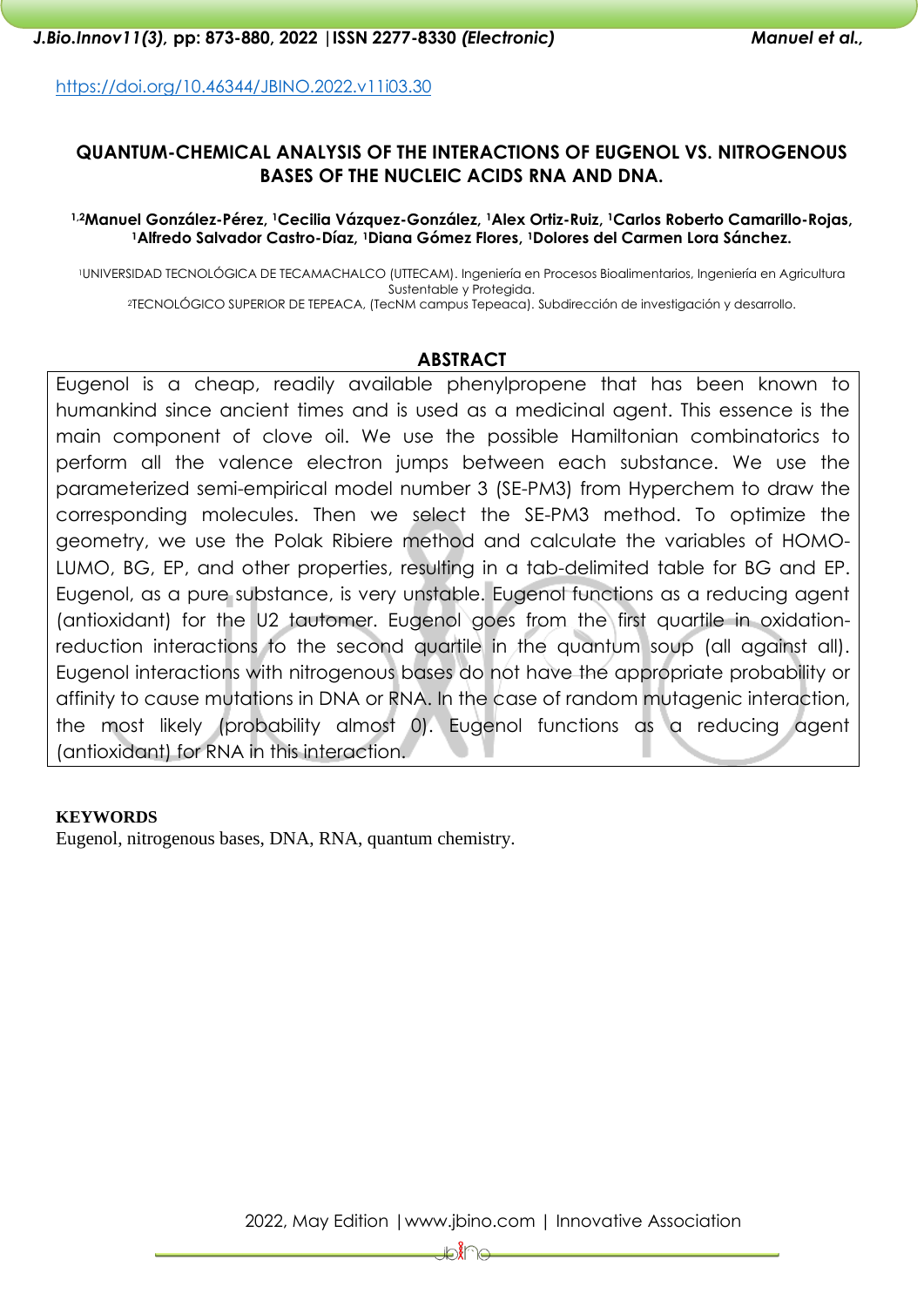https://doi.org/10.46344/JBINO.2022.v11i03.30

# QUANTUM-CHEMICAL ANALYSIS OF THE INTERACTIONS OF EUGENOL VS. NITROGENOUS BASES OF THE NUCLEIC ACIDS RNA AND DNA.

**[1,2]Manuel González-Pérez, [1]Cecilia Vázquez-González, [1]Alex Ortiz-Ruiz, [1]Carlos Roberto Camarillo-Rojas, [1]Alfredo Salvador Castro-Díaz, [1]Diana Gómez Flores, [1]Dolores del Carmen Lora Sánchez.**

[1]UNIVERSIDAD TECNOLÓGICA DE TECAMACHALCO (UTTECAM). Ingeniería en Procesos Bioalimentarios, Ingeniería en Agricultura Sustentable y Protegida.
[2]TECNOLÓGICO SUPERIOR DE TEPEACA, (TecNM campus Tepeaca). Subdirección de investigación y desarrollo.

## ABSTRACT

Eugenol is a cheap, readily available phenylpropene that has been known to humankind since ancient times and is used as a medicinal agent. This essence is the main component of clove oil. We use the possible Hamiltonian combinatorics to perform all the valence electron jumps between each substance. We use the parameterized semi-empirical model number 3 (SE-PM3) from Hyperchem to draw the corresponding molecules. Then we select the SE-PM3 method. To optimize the geometry, we use the Polak Ribiere method and calculate the variables of HOMO-LUMO, BG, EP, and other properties, resulting in a tab-delimited table for BG and EP. Eugenol, as a pure substance, is very unstable. Eugenol functions as a reducing agent (antioxidant) for the U2 tautomer. Eugenol goes from the first quartile in oxidation-reduction interactions to the second quartile in the quantum soup (all against all). Eugenol interactions with nitrogenous bases do not have the appropriate probability or affinity to cause mutations in DNA or RNA. In the case of random mutagenic interaction, the most likely (probability almost 0). Eugenol functions as a reducing agent (antioxidant) for RNA in this interaction.

**KEYWORDS**

Eugenol, nitrogenous bases, DNA, RNA, quantum chemistry.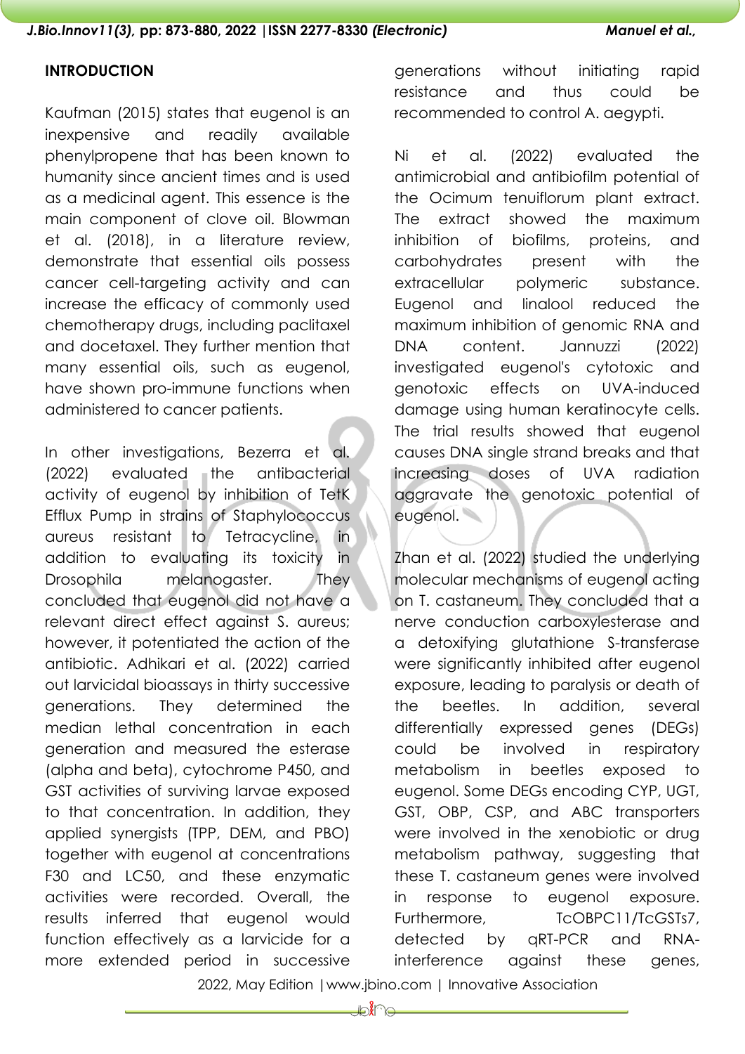## INTRODUCTION

Kaufman (2015) states that eugenol is an inexpensive and readily available phenylpropene that has been known to humanity since ancient times and is used as a medicinal agent. This essence is the main component of clove oil. Blowman et al. (2018), in a literature review, demonstrate that essential oils possess cancer cell-targeting activity and can increase the efficacy of commonly used chemotherapy drugs, including paclitaxel and docetaxel. They further mention that many essential oils, such as eugenol, have shown pro-immune functions when administered to cancer patients.

In other investigations, Bezerra et al. (2022) evaluated the antibacterial activity of eugenol by inhibition of TetK Efflux Pump in strains of Staphylococcus aureus resistant to Tetracycline, in addition to evaluating its toxicity in Drosophila melanogaster. They concluded that eugenol did not have a relevant direct effect against S. aureus; however, it potentiated the action of the antibiotic. Adhikari et al. (2022) carried out larvicidal bioassays in thirty successive generations. They determined the median lethal concentration in each generation and measured the esterase (alpha and beta), cytochrome P450, and GST activities of surviving larvae exposed to that concentration. In addition, they applied synergists (TPP, DEM, and PBO) together with eugenol at concentrations F30 and LC50, and these enzymatic activities were recorded. Overall, the results inferred that eugenol would function effectively as a larvicide for a more extended period in successive generations without initiating rapid resistance and thus could be recommended to control A. aegypti.

Ni et al. (2022) evaluated the antimicrobial and antibiofilm potential of the Ocimum tenuiflorum plant extract. The extract showed the maximum inhibition of biofilms, proteins, and carbohydrates present with the extracellular polymeric substance. Eugenol and linalool reduced the maximum inhibition of genomic RNA and DNA content. Jannuzzi (2022) investigated eugenol's cytotoxic and genotoxic effects on UVA-induced damage using human keratinocyte cells. The trial results showed that eugenol causes DNA single strand breaks and that increasing doses of UVA radiation aggravate the genotoxic potential of eugenol.

Zhan et al. (2022) studied the underlying molecular mechanisms of eugenol acting on T. castaneum. They concluded that a nerve conduction carboxylesterase and a detoxifying glutathione S-transferase were significantly inhibited after eugenol exposure, leading to paralysis or death of the beetles. In addition, several differentially expressed genes (DEGs) could be involved in respiratory metabolism in beetles exposed to eugenol. Some DEGs encoding CYP, UGT, GST, OBP, CSP, and ABC transporters were involved in the xenobiotic or drug metabolism pathway, suggesting that these T. castaneum genes were involved in response to eugenol exposure. Furthermore, TcOBPC11/TcGSTs7, detected by qRT-PCR and RNA-interference against these genes,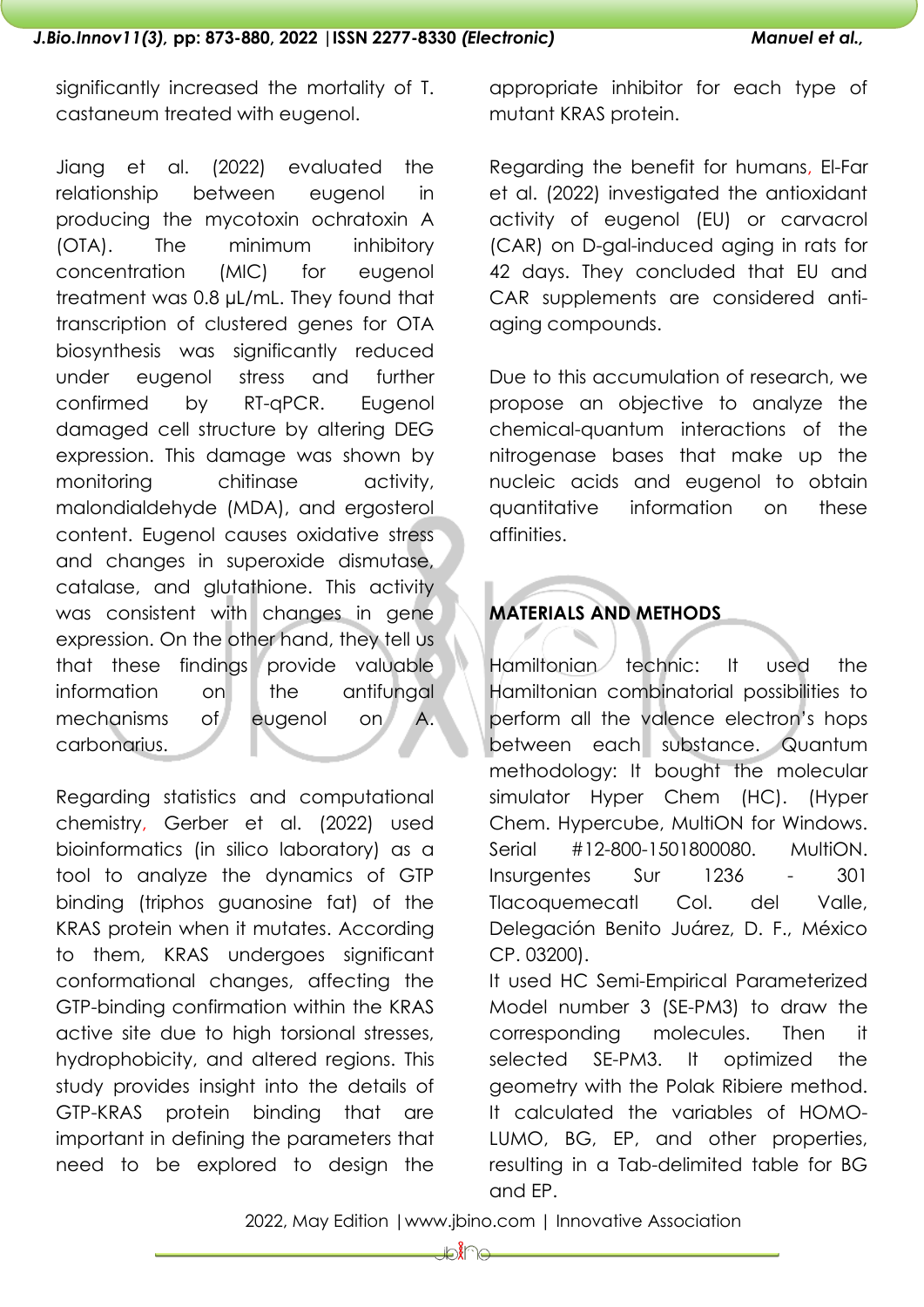significantly increased the mortality of T. castaneum treated with eugenol.

Jiang et al. (2022) evaluated the relationship between eugenol in producing the mycotoxin ochratoxin A (OTA). The minimum inhibitory concentration (MIC) for eugenol treatment was 0.8 µL/mL. They found that transcription of clustered genes for OTA biosynthesis was significantly reduced under eugenol stress and further confirmed by RT-qPCR. Eugenol damaged cell structure by altering DEG expression. This damage was shown by monitoring chitinase activity, malondialdehyde (MDA), and ergosterol content. Eugenol causes oxidative stress and changes in superoxide dismutase, catalase, and glutathione. This activity was consistent with changes in gene expression. On the other hand, they tell us that these findings provide valuable information on the antifungal mechanisms of eugenol on A. carbonarius.

Regarding statistics and computational chemistry, Gerber et al. (2022) used bioinformatics (in silico laboratory) as a tool to analyze the dynamics of GTP binding (triphos guanosine fat) of the KRAS protein when it mutates. According to them, KRAS undergoes significant conformational changes, affecting the GTP-binding confirmation within the KRAS active site due to high torsional stresses, hydrophobicity, and altered regions. This study provides insight into the details of GTP-KRAS protein binding that are important in defining the parameters that need to be explored to design the appropriate inhibitor for each type of mutant KRAS protein.

Regarding the benefit for humans, El-Far et al. (2022) investigated the antioxidant activity of eugenol (EU) or carvacrol (CAR) on D-gal-induced aging in rats for 42 days. They concluded that EU and CAR supplements are considered anti-aging compounds.

Due to this accumulation of research, we propose an objective to analyze the chemical-quantum interactions of the nitrogenase bases that make up the nucleic acids and eugenol to obtain quantitative information on these affinities.

## MATERIALS AND METHODS

Hamiltonian technic: It used the Hamiltonian combinatorial possibilities to perform all the valence electron's hops between each substance. Quantum methodology: It bought the molecular simulator Hyper Chem (HC). (Hyper Chem. Hypercube, MultiON for Windows. Serial #12-800-1501800080. MultiON. Insurgentes Sur 1236 - 301 Tlacoquemecatl Col. del Valle, Delegación Benito Juárez, D. F., México CP. 03200).

It used HC Semi-Empirical Parameterized Model number 3 (SE-PM3) to draw the corresponding molecules. Then it selected SE-PM3. It optimized the geometry with the Polak Ribiere method. It calculated the variables of HOMO-LUMO, BG, EP, and other properties, resulting in a Tab-delimited table for BG and EP.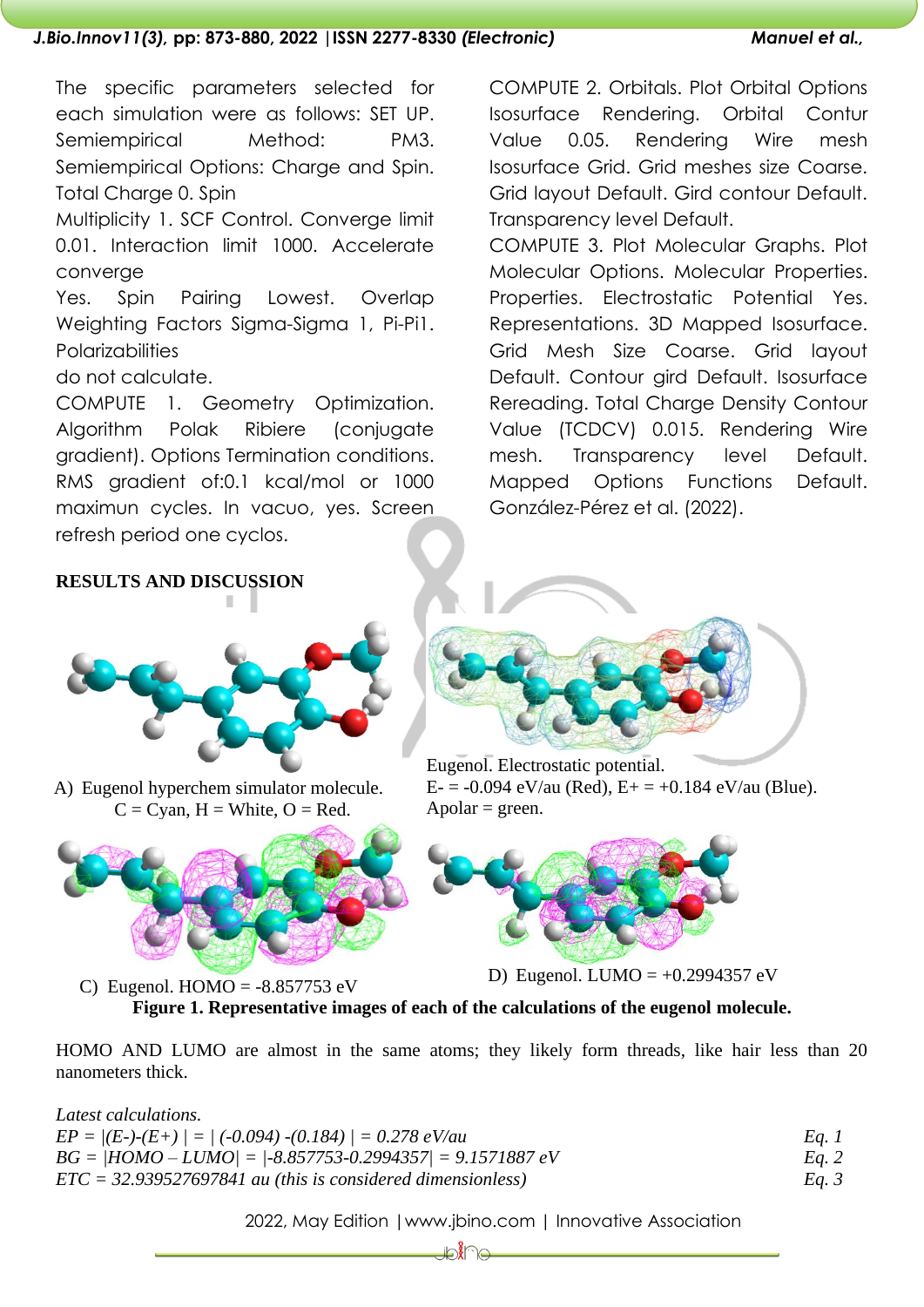The specific parameters selected for each simulation were as follows: SET UP. Semiempirical Method: PM3. Semiempirical Options: Charge and Spin. Total Charge 0. Spin Multiplicity 1. SCF Control. Converge limit 0.01. Interaction limit 1000. Accelerate converge Yes. Spin Pairing Lowest. Overlap Weighting Factors Sigma-Sigma 1, Pi-Pi1. Polarizabilities do not calculate. COMPUTE 1. Geometry Optimization. Algorithm Polak Ribiere (conjugate gradient). Options Termination conditions. RMS gradient of:0.1 kcal/mol or 1000 maximun cycles. In vacuo, yes. Screen refresh period one cyclos.

COMPUTE 2. Orbitals. Plot Orbital Options Isosurface Rendering. Orbital Contur Value 0.05. Rendering Wire mesh Isosurface Grid. Grid meshes size Coarse. Grid layout Default. Gird contour Default. Transparency level Default. COMPUTE 3. Plot Molecular Graphs. Plot Molecular Options. Molecular Properties. Properties. Electrostatic Potential Yes. Representations. 3D Mapped Isosurface. Grid Mesh Size Coarse. Grid layout Default. Contour gird Default. Isosurface Rereading. Total Charge Density Contour Value (TCDCV) 0.015. Rendering Wire mesh. Transparency level Default. Mapped Options Functions Default. González-Pérez et al. (2022).

## RESULTS AND DISCUSSION

A) Eugenol hyperchem simulator molecule. C = Cyan, H = White, O = Red.

Eugenol. Electrostatic potential. E- = -0.094 eV/au (Red), E+ = +0.184 eV/au (Blue). Apolar = green.

C) Eugenol. HOMO = -8.857753 eV

D) Eugenol. LUMO = +0.2994357 eV

**Figure 1. Representative images of each of the calculations of the eugenol molecule.**

HOMO AND LUMO are almost in the same atoms; they likely form threads, like hair less than 20 nanometers thick.

*Latest calculations.*

$EP = |(E-)-(E+)| = |(-0.094) -(0.184)| = 0.278$ eV/au &nbsp;&nbsp;&nbsp;&nbsp; *Eq. 1*

$BG = |HOMO – LUMO| = |-8.857753-0.2994357| = 9.1571887$ eV &nbsp;&nbsp;&nbsp;&nbsp; *Eq. 2*

$ETC = 32.939527697841$ au (this is considered dimensionless) &nbsp;&nbsp;&nbsp;&nbsp; *Eq. 3*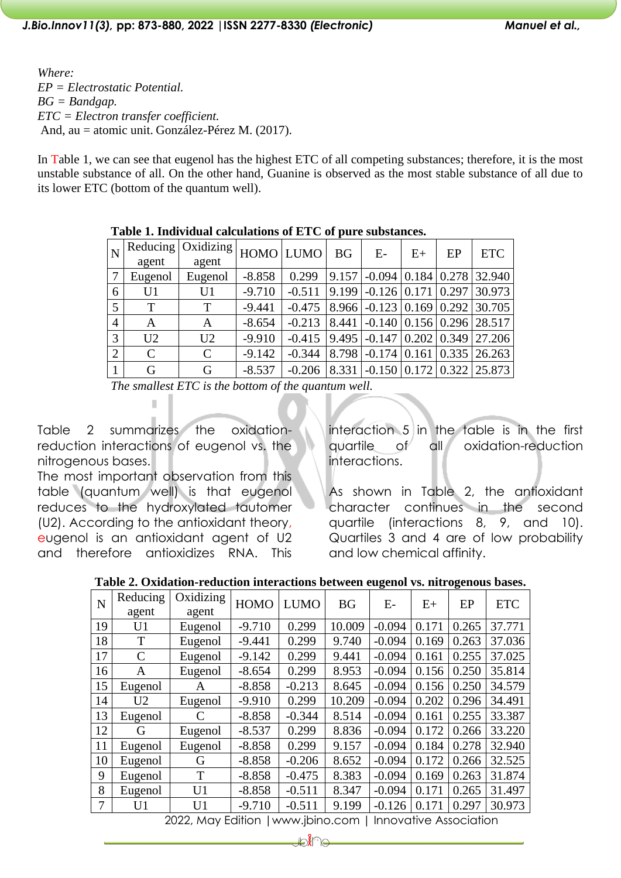*Where:*
*EP = Electrostatic Potential.*
*BG = Bandgap.*
*ETC = Electron transfer coefficient.*
And, au = atomic unit. González-Pérez M. (2017).

In Table 1, we can see that eugenol has the highest ETC of all competing substances; therefore, it is the most unstable substance of all. On the other hand, Guanine is observed as the most stable substance of all due to its lower ETC (bottom of the quantum well).

**Table 1. Individual calculations of ETC of pure substances.**

| N | Reducing agent | Oxidizing agent | HOMO | LUMO | BG | E- | E+ | EP | ETC |
|---|---|---|---|---|---|---|---|---|---|
| 7 | Eugenol | Eugenol | -8.858 | 0.299 | 9.157 | -0.094 | 0.184 | 0.278 | 32.940 |
| 6 | U1 | U1 | -9.710 | -0.511 | 9.199 | -0.126 | 0.171 | 0.297 | 30.973 |
| 5 | T | T | -9.441 | -0.475 | 8.966 | -0.123 | 0.169 | 0.292 | 30.705 |
| 4 | A | A | -8.654 | -0.213 | 8.441 | -0.140 | 0.156 | 0.296 | 28.517 |
| 3 | U2 | U2 | -9.910 | -0.415 | 9.495 | -0.147 | 0.202 | 0.349 | 27.206 |
| 2 | C | C | -9.142 | -0.344 | 8.798 | -0.174 | 0.161 | 0.335 | 26.263 |
| 1 | G | G | -8.537 | -0.206 | 8.331 | -0.150 | 0.172 | 0.322 | 25.873 |

*The smallest ETC is the bottom of the quantum well.*

Table 2 summarizes the oxidation-reduction interactions of eugenol vs. the nitrogenous bases.
The most important observation from this table (quantum well) is that eugenol reduces to the hydroxylated tautomer (U2). According to the antioxidant theory, eugenol is an antioxidant agent of U2 and therefore antioxidizes RNA. This interaction 5 in the table is in the first quartile of all oxidation-reduction interactions.

As shown in Table 2, the antioxidant character continues in the second quartile (interactions 8, 9, and 10). Quartiles 3 and 4 are of low probability and low chemical affinity.

**Table 2. Oxidation-reduction interactions between eugenol vs. nitrogenous bases.**

| N | Reducing agent | Oxidizing agent | HOMO | LUMO | BG | E- | E+ | EP | ETC |
|---|---|---|---|---|---|---|---|---|---|
| 19 | U1 | Eugenol | -9.710 | 0.299 | 10.009 | -0.094 | 0.171 | 0.265 | 37.771 |
| 18 | T | Eugenol | -9.441 | 0.299 | 9.740 | -0.094 | 0.169 | 0.263 | 37.036 |
| 17 | C | Eugenol | -9.142 | 0.299 | 9.441 | -0.094 | 0.161 | 0.255 | 37.025 |
| 16 | A | Eugenol | -8.654 | 0.299 | 8.953 | -0.094 | 0.156 | 0.250 | 35.814 |
| 15 | Eugenol | A | -8.858 | -0.213 | 8.645 | -0.094 | 0.156 | 0.250 | 34.579 |
| 14 | U2 | Eugenol | -9.910 | 0.299 | 10.209 | -0.094 | 0.202 | 0.296 | 34.491 |
| 13 | Eugenol | C | -8.858 | -0.344 | 8.514 | -0.094 | 0.161 | 0.255 | 33.387 |
| 12 | G | Eugenol | -8.537 | 0.299 | 8.836 | -0.094 | 0.172 | 0.266 | 33.220 |
| 11 | Eugenol | Eugenol | -8.858 | 0.299 | 9.157 | -0.094 | 0.184 | 0.278 | 32.940 |
| 10 | Eugenol | G | -8.858 | -0.206 | 8.652 | -0.094 | 0.172 | 0.266 | 32.525 |
| 9 | Eugenol | T | -8.858 | -0.475 | 8.383 | -0.094 | 0.169 | 0.263 | 31.874 |
| 8 | Eugenol | U1 | -8.858 | -0.511 | 8.347 | -0.094 | 0.171 | 0.265 | 31.497 |
| 7 | U1 | U1 | -9.710 | -0.511 | 9.199 | -0.126 | 0.171 | 0.297 | 30.973 |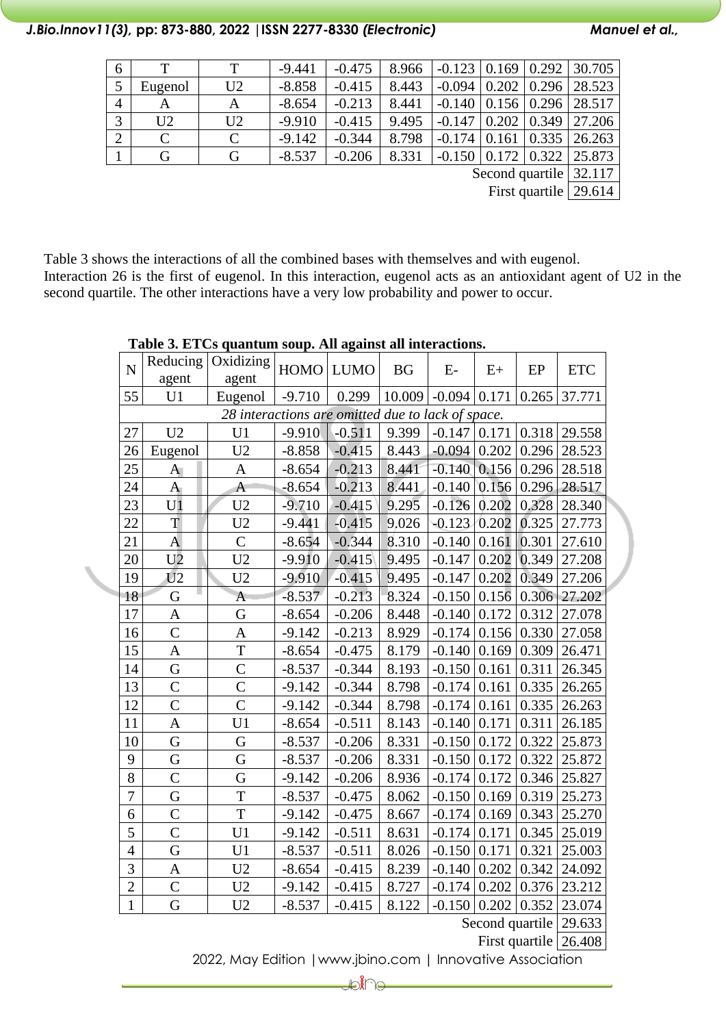| 6 | T | T | -9.441 | -0.475 | 8.966 | -0.123 | 0.169 | 0.292 | 30.705 |
|---|---|---|---|---|---|---|---|---|---|
| 5 | Eugenol | U2 | -8.858 | -0.415 | 8.443 | -0.094 | 0.202 | 0.296 | 28.523 |
| 4 | A | A | -8.654 | -0.213 | 8.441 | -0.140 | 0.156 | 0.296 | 28.517 |
| 3 | U2 | U2 | -9.910 | -0.415 | 9.495 | -0.147 | 0.202 | 0.349 | 27.206 |
| 2 | C | C | -9.142 | -0.344 | 8.798 | -0.174 | 0.161 | 0.335 | 26.263 |
| 1 | G | G | -8.537 | -0.206 | 8.331 | -0.150 | 0.172 | 0.322 | 25.873 |
| | | | | | | | | Second quartile | 32.117 |
| | | | | | | | | First quartile | 29.614 |

Table 3 shows the interactions of all the combined bases with themselves and with eugenol.
Interaction 26 is the first of eugenol. In this interaction, eugenol acts as an antioxidant agent of U2 in the second quartile. The other interactions have a very low probability and power to occur.

**Table 3. ETCs quantum soup. All against all interactions.**

| N | Reducing agent | Oxidizing agent | HOMO | LUMO | BG | E- | E+ | EP | ETC |
|---|---|---|---|---|---|---|---|---|---|
| 55 | U1 | Eugenol | -9.710 | 0.299 | 10.009 | -0.094 | 0.171 | 0.265 | 37.771 |
| *28 interactions are omitted due to lack of space.* | | | | | | | | | |
| 27 | U2 | U1 | -9.910 | -0.511 | 9.399 | -0.147 | 0.171 | 0.318 | 29.558 |
| 26 | Eugenol | U2 | -8.858 | -0.415 | 8.443 | -0.094 | 0.202 | 0.296 | 28.523 |
| 25 | A | A | -8.654 | -0.213 | 8.441 | -0.140 | 0.156 | 0.296 | 28.518 |
| 24 | A | A | -8.654 | -0.213 | 8.441 | -0.140 | 0.156 | 0.296 | 28.517 |
| 23 | U1 | U2 | -9.710 | -0.415 | 9.295 | -0.126 | 0.202 | 0.328 | 28.340 |
| 22 | T | U2 | -9.441 | -0.415 | 9.026 | -0.123 | 0.202 | 0.325 | 27.773 |
| 21 | A | C | -8.654 | -0.344 | 8.310 | -0.140 | 0.161 | 0.301 | 27.610 |
| 20 | U2 | U2 | -9.910 | -0.415 | 9.495 | -0.147 | 0.202 | 0.349 | 27.208 |
| 19 | U2 | U2 | -9.910 | -0.415 | 9.495 | -0.147 | 0.202 | 0.349 | 27.206 |
| 18 | G | A | -8.537 | -0.213 | 8.324 | -0.150 | 0.156 | 0.306 | 27.202 |
| 17 | A | G | -8.654 | -0.206 | 8.448 | -0.140 | 0.172 | 0.312 | 27.078 |
| 16 | C | A | -9.142 | -0.213 | 8.929 | -0.174 | 0.156 | 0.330 | 27.058 |
| 15 | A | T | -8.654 | -0.475 | 8.179 | -0.140 | 0.169 | 0.309 | 26.471 |
| 14 | G | C | -8.537 | -0.344 | 8.193 | -0.150 | 0.161 | 0.311 | 26.345 |
| 13 | C | C | -9.142 | -0.344 | 8.798 | -0.174 | 0.161 | 0.335 | 26.265 |
| 12 | C | C | -9.142 | -0.344 | 8.798 | -0.174 | 0.161 | 0.335 | 26.263 |
| 11 | A | U1 | -8.654 | -0.511 | 8.143 | -0.140 | 0.171 | 0.311 | 26.185 |
| 10 | G | G | -8.537 | -0.206 | 8.331 | -0.150 | 0.172 | 0.322 | 25.873 |
| 9 | G | G | -8.537 | -0.206 | 8.331 | -0.150 | 0.172 | 0.322 | 25.872 |
| 8 | C | G | -9.142 | -0.206 | 8.936 | -0.174 | 0.172 | 0.346 | 25.827 |
| 7 | G | T | -8.537 | -0.475 | 8.062 | -0.150 | 0.169 | 0.319 | 25.273 |
| 6 | C | T | -9.142 | -0.475 | 8.667 | -0.174 | 0.169 | 0.343 | 25.270 |
| 5 | C | U1 | -9.142 | -0.511 | 8.631 | -0.174 | 0.171 | 0.345 | 25.019 |
| 4 | G | U1 | -8.537 | -0.511 | 8.026 | -0.150 | 0.171 | 0.321 | 25.003 |
| 3 | A | U2 | -8.654 | -0.415 | 8.239 | -0.140 | 0.202 | 0.342 | 24.092 |
| 2 | C | U2 | -9.142 | -0.415 | 8.727 | -0.174 | 0.202 | 0.376 | 23.212 |
| 1 | G | U2 | -8.537 | -0.415 | 8.122 | -0.150 | 0.202 | 0.352 | 23.074 |
| | | | | | | | | Second quartile | 29.633 |
| | | | | | | | | First quartile | 26.408 |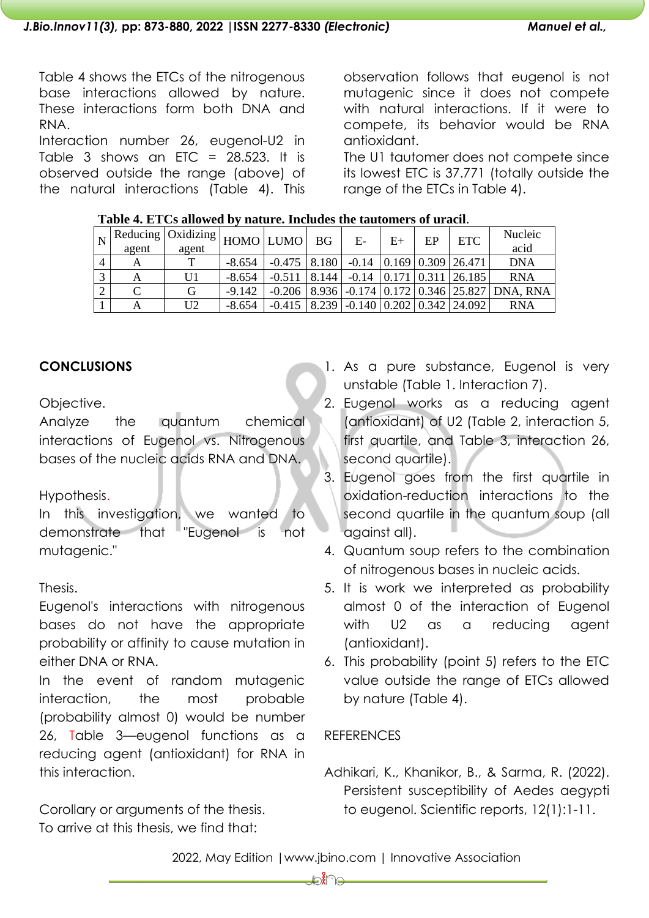Table 4 shows the ETCs of the nitrogenous base interactions allowed by nature. These interactions form both DNA and RNA.

Interaction number 26, eugenol-U2 in Table 3 shows an ETC = 28.523. It is observed outside the range (above) of the natural interactions (Table 4). This observation follows that eugenol is not mutagenic since it does not compete with natural interactions. If it were to compete, its behavior would be RNA antioxidant.

The U1 tautomer does not compete since its lowest ETC is 37.771 (totally outside the range of the ETCs in Table 4).

**Table 4. ETCs allowed by nature. Includes the tautomers of uracil.**

| N | Reducing agent | Oxidizing agent | HOMO | LUMO | BG | E- | E+ | EP | ETC | Nucleic acid |
|---|---|---|---|---|---|---|---|---|---|---|
| 4 | A | T | -8.654 | -0.475 | 8.180 | -0.14 | 0.169 | 0.309 | 26.471 | DNA |
| 3 | A | U1 | -8.654 | -0.511 | 8.144 | -0.14 | 0.171 | 0.311 | 26.185 | RNA |
| 2 | C | G | -9.142 | -0.206 | 8.936 | -0.174 | 0.172 | 0.346 | 25.827 | DNA, RNA |
| 1 | A | U2 | -8.654 | -0.415 | 8.239 | -0.140 | 0.202 | 0.342 | 24.092 | RNA |

## CONCLUSIONS

Objective.

Analyze the quantum chemical interactions of Eugenol vs. Nitrogenous bases of the nucleic acids RNA and DNA.

Hypothesis.

In this investigation, we wanted to demonstrate that "Eugenol is not mutagenic."

Thesis.

Eugenol's interactions with nitrogenous bases do not have the appropriate probability or affinity to cause mutation in either DNA or RNA.

In the event of random mutagenic interaction, the most probable (probability almost 0) would be number 26, Table 3—eugenol functions as a reducing agent (antioxidant) for RNA in this interaction.

Corollary or arguments of the thesis.

To arrive at this thesis, we find that:

1. As a pure substance, Eugenol is very unstable (Table 1. Interaction 7).
2. Eugenol works as a reducing agent (antioxidant) of U2 (Table 2, interaction 5, first quartile, and Table 3, interaction 26, second quartile).
3. Eugenol goes from the first quartile in oxidation-reduction interactions to the second quartile in the quantum soup (all against all).
4. Quantum soup refers to the combination of nitrogenous bases in nucleic acids.
5. It is work we interpreted as probability almost 0 of the interaction of Eugenol with U2 as a reducing agent (antioxidant).
6. This probability (point 5) refers to the ETC value outside the range of ETCs allowed by nature (Table 4).

REFERENCES

Adhikari, K., Khanikor, B., & Sarma, R. (2022). Persistent susceptibility of Aedes aegypti to eugenol. Scientific reports, 12(1):1-11.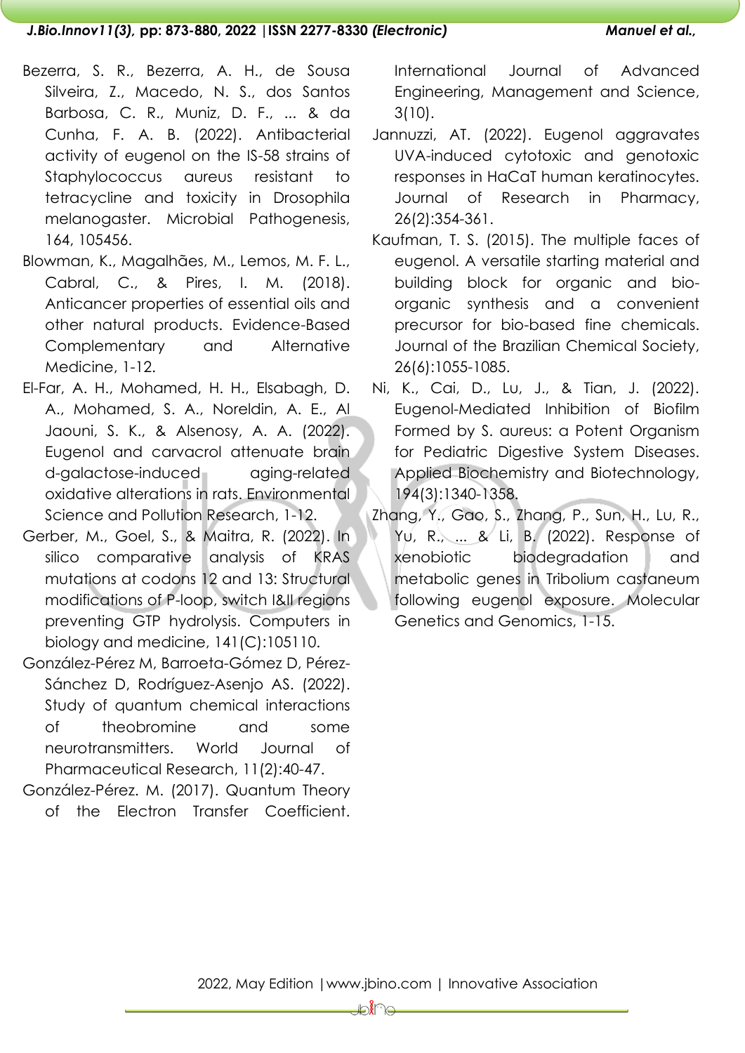Bezerra, S. R., Bezerra, A. H., de Sousa Silveira, Z., Macedo, N. S., dos Santos Barbosa, C. R., Muniz, D. F., ... & da Cunha, F. A. B. (2022). Antibacterial activity of eugenol on the IS-58 strains of Staphylococcus aureus resistant to tetracycline and toxicity in Drosophila melanogaster. Microbial Pathogenesis, 164, 105456.

Blowman, K., Magalhães, M., Lemos, M. F. L., Cabral, C., & Pires, I. M. (2018). Anticancer properties of essential oils and other natural products. Evidence-Based Complementary and Alternative Medicine, 1-12.

El-Far, A. H., Mohamed, H. H., Elsabagh, D. A., Mohamed, S. A., Noreldin, A. E., Al Jaouni, S. K., & Alsenosy, A. A. (2022). Eugenol and carvacrol attenuate brain d-galactose-induced aging-related oxidative alterations in rats. Environmental Science and Pollution Research, 1-12.

Gerber, M., Goel, S., & Maitra, R. (2022). In silico comparative analysis of KRAS mutations at codons 12 and 13: Structural modifications of P-loop, switch I&II regions preventing GTP hydrolysis. Computers in biology and medicine, 141(C):105110.

González-Pérez M, Barroeta-Gómez D, Pérez-Sánchez D, Rodríguez-Asenjo AS. (2022). Study of quantum chemical interactions of theobromine and some neurotransmitters. World Journal of Pharmaceutical Research, 11(2):40-47.

González-Pérez. M. (2017). Quantum Theory of the Electron Transfer Coefficient. International Journal of Advanced Engineering, Management and Science, 3(10).

Jannuzzi, AT. (2022). Eugenol aggravates UVA-induced cytotoxic and genotoxic responses in HaCaT human keratinocytes. Journal of Research in Pharmacy, 26(2):354-361.

Kaufman, T. S. (2015). The multiple faces of eugenol. A versatile starting material and building block for organic and bio-organic synthesis and a convenient precursor for bio-based fine chemicals. Journal of the Brazilian Chemical Society, 26(6):1055-1085.

Ni, K., Cai, D., Lu, J., & Tian, J. (2022). Eugenol-Mediated Inhibition of Biofilm Formed by S. aureus: a Potent Organism for Pediatric Digestive System Diseases. Applied Biochemistry and Biotechnology, 194(3):1340-1358.

Zhang, Y., Gao, S., Zhang, P., Sun, H., Lu, R., Yu, R., ... & Li, B. (2022). Response of xenobiotic biodegradation and metabolic genes in Tribolium castaneum following eugenol exposure. Molecular Genetics and Genomics, 1-15.